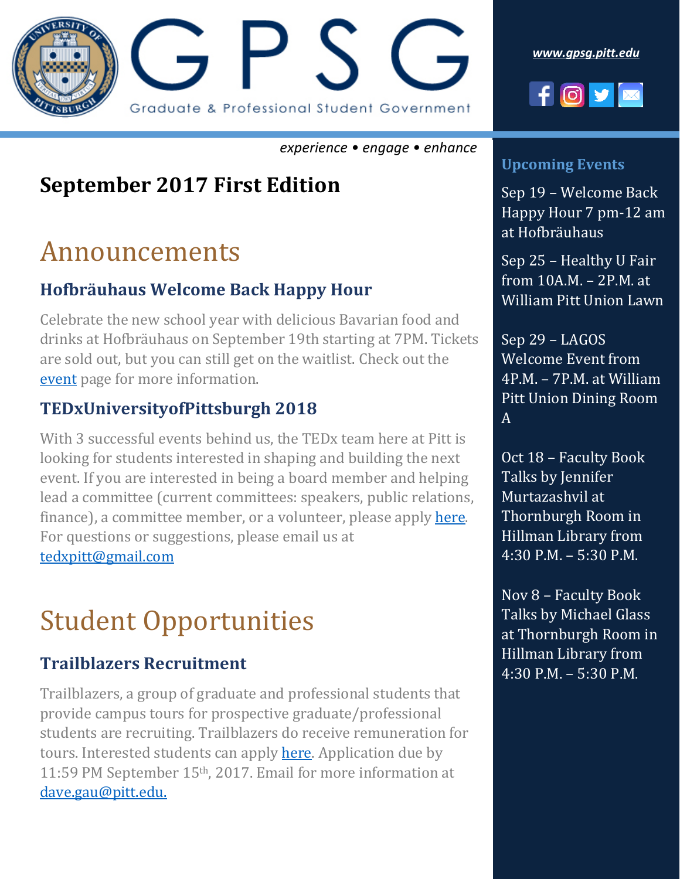# GPSG

Graduate & Professional Student Government

*www.gpsg.pitt.edu*

*experience • engage • enhance*

## September 2017 First Edition

# Announcements

### Hofbräuhaus Welcome Back Happy Hour

Celebrate the new school year with delicious Bavarian food and drinks at Hofbräuhaus on September 19th starting at 7PM. Tickets are sold out, but you can still get on the waitlist. Check out the event page for more information.

### TEDxUniversityofPittsburgh 2018

With 3 successful events behind us, the TEDx team here at Pitt is looking for students interested in shaping and building the next event. If you are interested in being a board member and helping lead a committee (current committees: speakers, public relations, finance), a committee member, or a volunteer, please apply here. For questions or suggestions, please email us at tedxpitt@gmail.com

# Student Opportunities

### Trailblazers Recruitment

Trailblazers, a group of graduate and professional students that provide campus tours for prospective graduate/professional students are recruiting. Trailblazers do receive remuneration for tours. Interested students can apply here. Application due by 11:59 PM September 15th, 2017. Email for more information at dave.gau@pitt.edu.

### Upcoming Events

Sep 19 – Welcome Back Happy Hour 7 pm-12 am at Hofbräuhaus

Sep 25 – Healthy U Fair from 10A.M. – 2P.M. at William Pitt Union Lawn

Sep 29 – LAGOS Welcome Event from 4P.M. – 7P.M. at William Pitt Union Dining Room A

Oct 18 – Faculty Book Talks by Jennifer Murtazashvil at Thornburgh Room in Hillman Library from 4:30 P.M. – 5:30 P.M.

Nov 8 – Faculty Book Talks by Michael Glass at Thornburgh Room in Hillman Library from 4:30 P.M. – 5:30 P.M.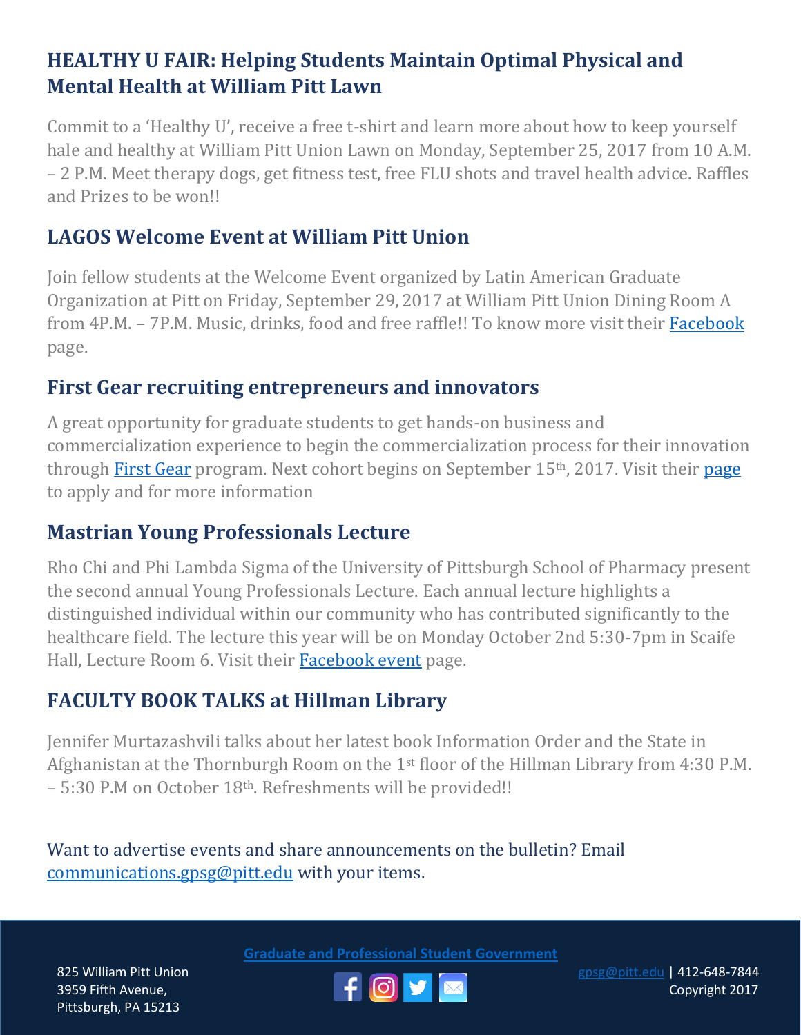## HEALTHY U FAIR: Helping Students Maintain Optimal Physical and Mental Health at William Pitt Lawn

Commit to a 'Healthy U', receive a free t-shirt and learn more about how to keep yourself hale and healthy at William Pitt Union Lawn on Monday, September 25, 2017 from 10 A.M. – 2 P.M. Meet therapy dogs, get fitness test, free FLU shots and travel health advice. Raffles and Prizes to be won!!

## LAGOS Welcome Event at William Pitt Union

Join fellow students at the Welcome Event organized by Latin American Graduate Organization at Pitt on Friday, September 29, 2017 at William Pitt Union Dining Room A from 4P.M. – 7P.M. Music, drinks, food and free raffle!! To know more visit their Facebook page.

## First Gear recruiting entrepreneurs and innovators

A great opportunity for graduate students to get hands-on business and commercialization experience to begin the commercialization process for their innovation through First Gear program. Next cohort begins on September 15th, 2017. Visit their page to apply and for more information

## Mastrian Young Professionals Lecture

Rho Chi and Phi Lambda Sigma of the University of Pittsburgh School of Pharmacy present the second annual Young Professionals Lecture. Each annual lecture highlights a distinguished individual within our community who has contributed significantly to the healthcare field. The lecture this year will be on Monday October 2nd 5:30-7pm in Scaife Hall, Lecture Room 6. Visit their Facebook event page.

## FACULTY BOOK TALKS at Hillman Library

Jennifer Murtazashvili talks about her latest book Information Order and the State in Afghanistan at the Thornburgh Room on the 1st floor of the Hillman Library from 4:30 P.M. – 5:30 P.M on October 18th. Refreshments will be provided!!

Want to advertise events and share announcements on the bulletin? Email communications.gpsg@pitt.edu with your items.

Graduate and Professional Student Government

825 William Pitt Union
3959 Fifth Avenue,
Pittsburgh, PA 15213

gpsg@pitt.edu | 412-648-7844
Copyright 2017